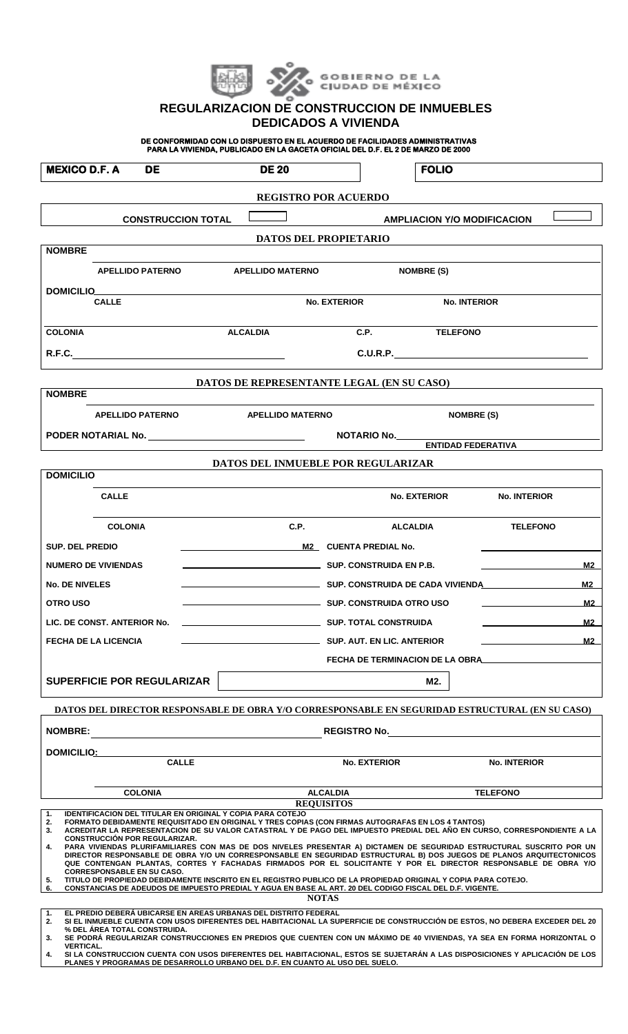GOBIERNO DE LA CIUDAD DE MÉXICO

# REGULARIZACION DE CONSTRUCCION DE INMUEBLES DEDICADOS A VIVIENDA

**DE CONFORMIDAD CON LO DISPUESTO EN EL ACUERDO DE FACILIDADES ADMINISTRATIVAS PARA LA VIVIENDA, PUBLICADO EN LA GACETA OFICIAL DEL D.F. EL 2 DE MARZO DE 2000**

| MEXICO D.F. A | DE | DE 20 | FOLIO |
|---|---|---|---|

## REGISTRO POR ACUERDO

CONSTRUCCION TOTAL ☐ AMPLIACION Y/O MODIFICACION ☐

## DATOS DEL PROPIETARIO

**NOMBRE**

APELLIDO PATERNO APELLIDO MATERNO NOMBRE (S)

**DOMICILIO**

CALLE No. EXTERIOR No. INTERIOR

COLONIA ALCALDIA C.P. TELEFONO

R.F.C. C.U.R.P.

## DATOS DE REPRESENTANTE LEGAL (EN SU CASO)

**NOMBRE**

APELLIDO PATERNO APELLIDO MATERNO NOMBRE (S)

PODER NOTARIAL No. NOTARIO No.

ENTIDAD FEDERATIVA

## DATOS DEL INMUEBLE POR REGULARIZAR

**DOMICILIO**

CALLE No. EXTERIOR No. INTERIOR

COLONIA C.P. ALCALDIA TELEFONO

| | | | |
|---|---|---|---|
| SUP. DEL PREDIO | M2 | CUENTA PREDIAL No. | |
| NUMERO DE VIVIENDAS | | SUP. CONSTRUIDA EN P.B. | M2 |
| No. DE NIVELES | | SUP. CONSTRUIDA DE CADA VIVIENDA | M2 |
| OTRO USO | | SUP. CONSTRUIDA OTRO USO | M2 |
| LIC. DE CONST. ANTERIOR No. | | SUP. TOTAL CONSTRUIDA | M2 |
| FECHA DE LA LICENCIA | | SUP. AUT. EN LIC. ANTERIOR | M2 |
| | | FECHA DE TERMINACION DE LA OBRA | |

**SUPERFICIE POR REGULARIZAR** M2.

## DATOS DEL DIRECTOR RESPONSABLE DE OBRA Y/O CORRESPONSABLE EN SEGURIDAD ESTRUCTURAL (EN SU CASO)

NOMBRE: REGISTRO No.

DOMICILIO:

CALLE No. EXTERIOR No. INTERIOR

COLONIA ALCALDIA TELEFONO

## REQUISITOS

1. IDENTIFICACION DEL TITULAR EN ORIGINAL Y COPIA PARA COTEJO
2. FORMATO DEBIDAMENTE REQUISITADO EN ORIGINAL Y TRES COPIAS (CON FIRMAS AUTOGRAFAS EN LOS 4 TANTOS)
3. ACREDITAR LA REPRESENTACION DE SU VALOR CATASTRAL Y DE PAGO DEL IMPUESTO PREDIAL DEL AÑO EN CURSO, CORRESPONDIENTE A LA CONSTRUCCIÓN POR REGULARIZAR.
4. PARA VIVIENDAS PLURIFAMILIARES CON MAS DE DOS NIVELES PRESENTAR A) DICTAMEN DE SEGURIDAD ESTRUCTURAL SUSCRITO POR UN DIRECTOR RESPONSABLE DE OBRA Y/O UN CORRESPONSABLE EN SEGURIDAD ESTRUCTURAL B) DOS JUEGOS DE PLANOS ARQUITECTONICOS QUE CONTENGAN PLANTAS, CORTES Y FACHADAS FIRMADOS POR EL SOLICITANTE Y POR EL DIRECTOR RESPONSABLE DE OBRA Y/O CORRESPONSABLE EN SU CASO.
5. TITULO DE PROPIEDAD DEBIDAMENTE INSCRITO EN EL REGISTRO PUBLICO DE LA PROPIEDAD ORIGINAL Y COPIA PARA COTEJO.
6. CONSTANCIAS DE ADEUDOS DE IMPUESTO PREDIAL Y AGUA EN BASE AL ART. 20 DEL CODIGO FISCAL DEL D.F. VIGENTE.

## NOTAS

1. EL PREDIO DEBERÁ UBICARSE EN AREAS URBANAS DEL DISTRITO FEDERAL
2. SI EL INMUEBLE CUENTA CON USOS DIFERENTES DEL HABITACIONAL LA SUPERFICIE DE CONSTRUCCIÓN DE ESTOS, NO DEBERA EXCEDER DEL 20 % DEL ÁREA TOTAL CONSTRUIDA.
3. SE PODRÁ REGULARIZAR CONSTRUCCIONES EN PREDIOS QUE CUENTEN CON UN MÁXIMO DE 40 VIVIENDAS, YA SEA EN FORMA HORIZONTAL O VERTICAL.
4. SI LA CONSTRUCCION CUENTA CON USOS DIFERENTES DEL HABITACIONAL, ESTOS SE SUJETARÁN A LAS DISPOSICIONES Y APLICACIÓN DE LOS PLANES Y PROGRAMAS DE DESARROLLO URBANO DEL D.F. EN CUANTO AL USO DEL SUELO.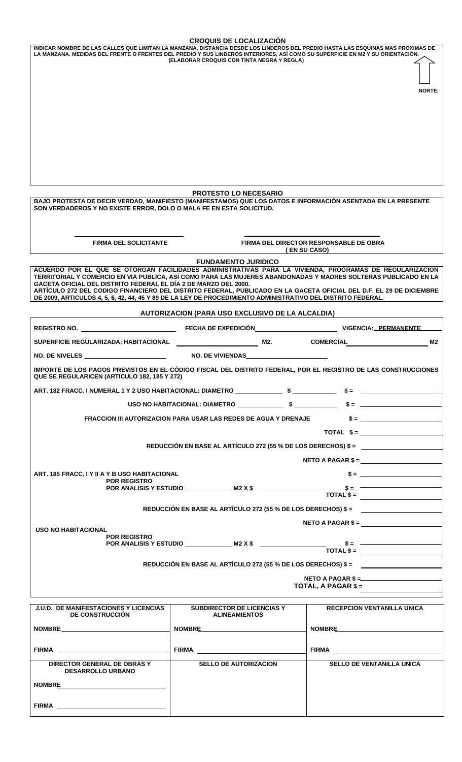## CROQUIS DE LOCALIZACIÓN

**INDICAR NOMBRE DE LAS CALLES QUE LIMITAN LA MANZANA, DISTANCIA DESDE LOS LINDEROS DEL PREDIO HASTA LAS ESQUINAS MAS PROXIMAS DE LA MANZANA. MEDIDAS DEL FRENTE O FRENTES DEL PREDIO Y SUS LINDEROS INTERIORES, ASÍ COMO SU SUPERFICIE EN M2 Y SU ORIENTACIÓN.**

**(ELABORAR CROQUIS CON TINTA NEGRA Y REGLA)**

NORTE.

## PROTESTO LO NECESARIO

**BAJO PROTESTA DE DECIR VERDAD, MANIFIESTO (MANIFESTAMOS) QUE LOS DATOS E INFORMACIÓN ASENTADA EN LA PRESENTE SON VERDADEROS Y NO EXISTE ERROR, DOLO O MALA FE EN ESTA SOLICITUD.**

| | |
|---|---|
| \_\_\_\_\_\_\_\_\_\_\_\_\_\_\_\_\_\_\_\_ | \_\_\_\_\_\_\_\_\_\_\_\_\_\_\_\_\_\_\_\_ |
| **FIRMA DEL SOLICITANTE** | **FIRMA DEL DIRECTOR RESPONSABLE DE OBRA (EN SU CASO)** |

## FUNDAMENTO JURIDICO

**ACUERDO POR EL QUE SE OTORGAN FACILIDADES ADMINISTRATIVAS PARA LA VIVIENDA, PROGRAMAS DE REGULARIZACION TERRITORIAL Y COMERCIO EN VIA PUBLICA, ASÍ COMO PARA LAS MUJERES ABANDONADAS Y MADRES SOLTERAS PUBLICADO EN LA GACETA OFICIAL DEL DISTRITO FEDERAL EL DÍA 2 DE MARZO DEL 2000.**
**ARTÍCULO 272 DEL CODIGO FINANCIERO DEL DISTRITO FEDERAL, PUBLICADO EN LA GACETA OFICIAL DEL D.F. EL 29 DE DICIEMBRE DE 2009, ARTICULOS 4, 5, 6, 42, 44, 45 Y 89 DE LA LEY DE PROCEDIMIENTO ADMINISTRATIVO DEL DISTRITO FEDERAL.**

## AUTORIZACION (PARA USO EXCLUSIVO DE LA ALCALDIA)

**REGISTRO NO.** \_\_\_\_\_\_\_\_\_\_\_\_ **FECHA DE EXPEDICIÓN** \_\_\_\_\_\_\_\_\_\_\_\_ **VIGENCIA: PERMANENTE**

**SUPERFICIE REGULARIZADA: HABITACIONAL** \_\_\_\_\_\_\_\_\_\_\_\_ **M2.** **COMERCIAL** \_\_\_\_\_\_\_\_\_\_\_\_ **M2**

**NO. DE NIVELES** \_\_\_\_\_\_\_\_\_\_\_\_ **NO. DE VIVIENDAS** \_\_\_\_\_\_\_\_\_\_\_\_

**IMPORTE DE LOS PAGOS PREVISTOS EN EL CÓDIGO FISCAL DEL DISTRITO FEDERAL, POR EL REGISTRO DE LAS CONSTRUCCIONES QUE SE REGULARICEN (ARTICULO 182, 185 Y 272)**

**ART. 182 FRACC. I NUMERAL 1 Y 2 USO HABITACIONAL: DIAMETRO** \_\_\_\_\_\_ **$** \_\_\_\_\_\_ **$ =** \_\_\_\_\_\_

**USO NO HABITACIONAL: DIAMETRO** \_\_\_\_\_\_ **$** \_\_\_\_\_\_ **$ =** \_\_\_\_\_\_

**FRACCION III AUTORIZACION PARA USAR LAS REDES DE AGUA Y DRENAJE** **$ =** \_\_\_\_\_\_

**TOTAL $ =** \_\_\_\_\_\_

**REDUCCIÓN EN BASE AL ARTÍCULO 272 (55 % DE LOS DERECHOS) $ =** \_\_\_\_\_\_

**NETO A PAGAR $ =** \_\_\_\_\_\_

**ART. 185 FRACC. I Y II A Y B USO HABITACIONAL** **$ =** \_\_\_\_\_\_
**POR REGISTRO**
**POR ANALISIS Y ESTUDIO** \_\_\_\_\_\_ **M2 X $** \_\_\_\_\_\_ **$ =** \_\_\_\_\_\_
**TOTAL $ =** \_\_\_\_\_\_

**REDUCCIÓN EN BASE AL ARTÍCULO 272 (55 % DE LOS DERECHOS) $ =** \_\_\_\_\_\_

**NETO A PAGAR $ =** \_\_\_\_\_\_

**USO NO HABITACIONAL**
**POR REGISTRO**
**POR ANALISIS Y ESTUDIO** \_\_\_\_\_\_ **M2 X $** \_\_\_\_\_\_ **$ =** \_\_\_\_\_\_
**TOTAL $ =** \_\_\_\_\_\_

**REDUCCIÓN EN BASE AL ARTÍCULO 272 (55 % DE LOS DERECHOS) $ =** \_\_\_\_\_\_

**NETO A PAGAR $ =** \_\_\_\_\_\_
**TOTAL, A PAGAR $ =** \_\_\_\_\_\_

| J.U.D. DE MANIFESTACIONES Y LICENCIAS DE CONSTRUCCIÓN | SUBDIRECTOR DE LICENCIAS Y ALINEAMIENTOS | RECEPCION VENTANILLA UNICA |
|---|---|---|
| NOMBRE | NOMBRE | NOMBRE |
| FIRMA | FIRMA | FIRMA |
| **DIRECTOR GENERAL DE OBRAS Y DESARROLLO URBANO** | **SELLO DE AUTORIZACION** | **SELLO DE VENTANILLA UNICA** |
| NOMBRE | | |
| FIRMA | | |